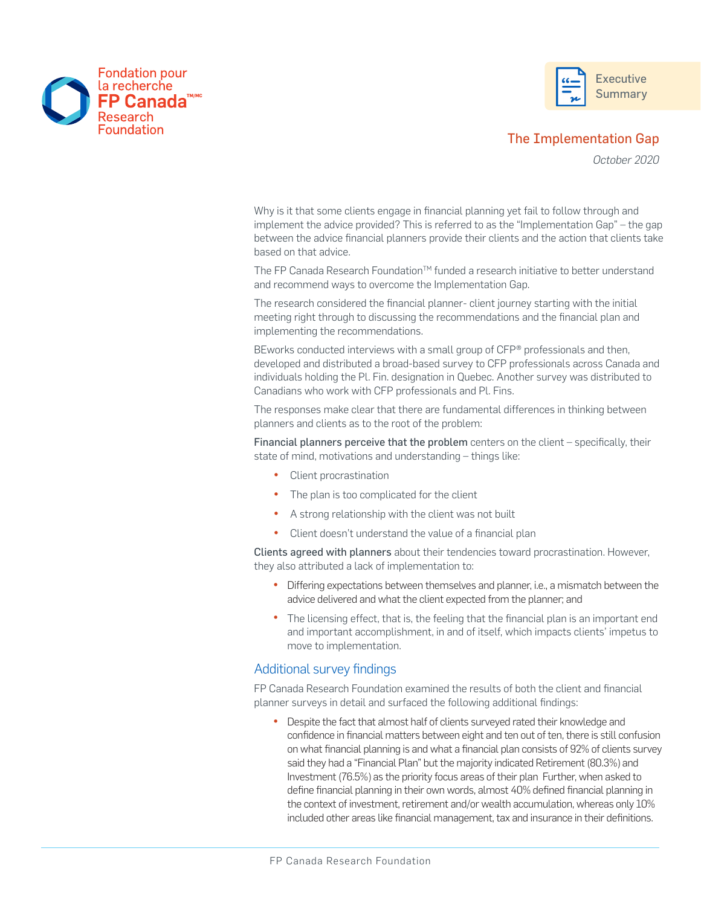Fondation pour la recherche **FP Canada**™/MC Research Foundation

Executive Summary

# The Implementation Gap

*October 2020*

Why is it that some clients engage in financial planning yet fail to follow through and implement the advice provided? This is referred to as the "Implementation Gap" – the gap between the advice financial planners provide their clients and the action that clients take based on that advice.

The FP Canada Research Foundation™ funded a research initiative to better understand and recommend ways to overcome the Implementation Gap.

The research considered the financial planner- client journey starting with the initial meeting right through to discussing the recommendations and the financial plan and implementing the recommendations.

BEworks conducted interviews with a small group of CFP® professionals and then, developed and distributed a broad-based survey to CFP professionals across Canada and individuals holding the Pl. Fin. designation in Quebec. Another survey was distributed to Canadians who work with CFP professionals and Pl. Fins.

The responses make clear that there are fundamental differences in thinking between planners and clients as to the root of the problem:

**Financial planners perceive that the problem** centers on the client – specifically, their state of mind, motivations and understanding – things like:

- Client procrastination
- The plan is too complicated for the client
- A strong relationship with the client was not built
- Client doesn't understand the value of a financial plan

**Clients agreed with planners** about their tendencies toward procrastination. However, they also attributed a lack of implementation to:

- Differing expectations between themselves and planner, i.e., a mismatch between the advice delivered and what the client expected from the planner; and
- The licensing effect, that is, the feeling that the financial plan is an important end and important accomplishment, in and of itself, which impacts clients' impetus to move to implementation.

## Additional survey findings

FP Canada Research Foundation examined the results of both the client and financial planner surveys in detail and surfaced the following additional findings:

- Despite the fact that almost half of clients surveyed rated their knowledge and confidence in financial matters between eight and ten out of ten, there is still confusion on what financial planning is and what a financial plan consists of 92% of clients survey said they had a "Financial Plan" but the majority indicated Retirement (80.3%) and Investment (76.5%) as the priority focus areas of their plan Further, when asked to define financial planning in their own words, almost 40% defined financial planning in the context of investment, retirement and/or wealth accumulation, whereas only 10% included other areas like financial management, tax and insurance in their definitions.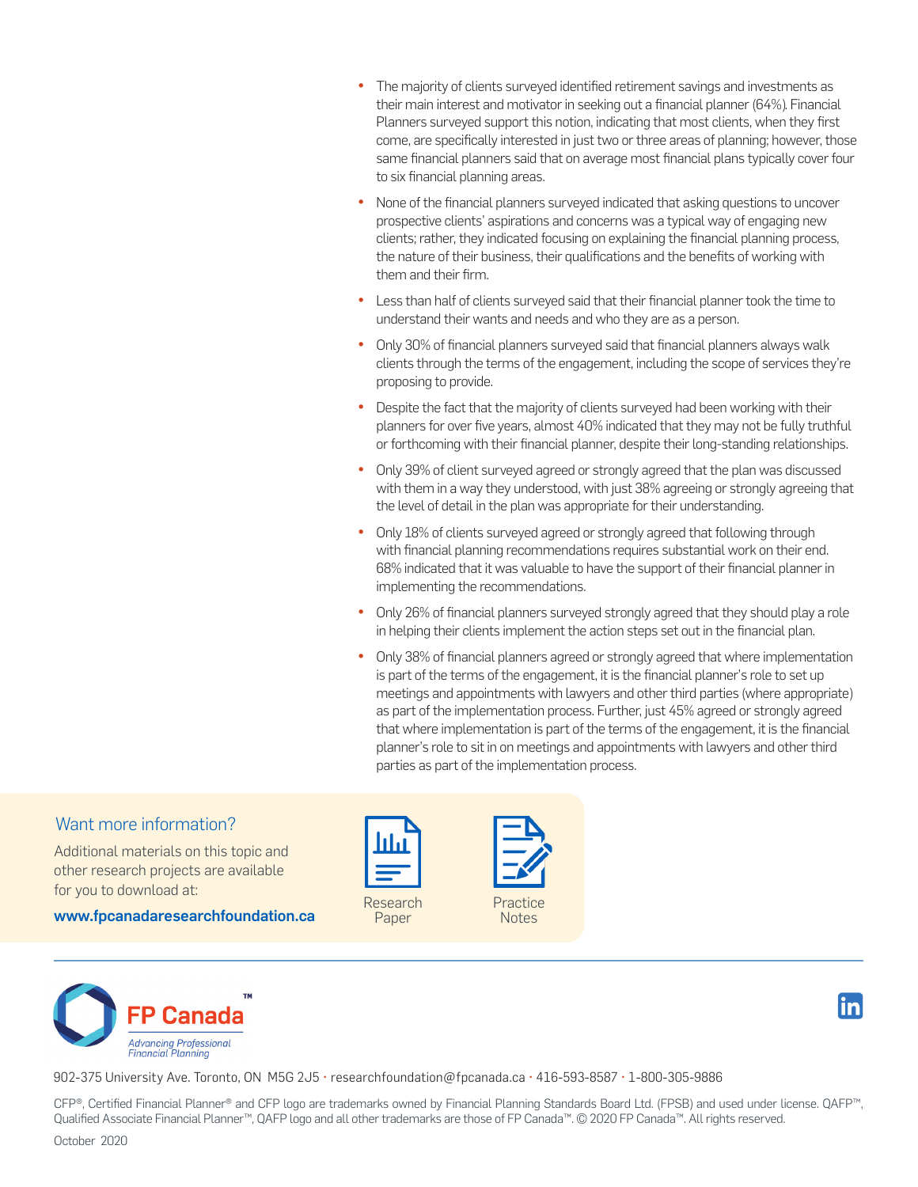- The majority of clients surveyed identified retirement savings and investments as their main interest and motivator in seeking out a financial planner (64%). Financial Planners surveyed support this notion, indicating that most clients, when they first come, are specifically interested in just two or three areas of planning; however, those same financial planners said that on average most financial plans typically cover four to six financial planning areas.
- None of the financial planners surveyed indicated that asking questions to uncover prospective clients' aspirations and concerns was a typical way of engaging new clients; rather, they indicated focusing on explaining the financial planning process, the nature of their business, their qualifications and the benefits of working with them and their firm.
- Less than half of clients surveyed said that their financial planner took the time to understand their wants and needs and who they are as a person.
- Only 30% of financial planners surveyed said that financial planners always walk clients through the terms of the engagement, including the scope of services they're proposing to provide.
- Despite the fact that the majority of clients surveyed had been working with their planners for over five years, almost 40% indicated that they may not be fully truthful or forthcoming with their financial planner, despite their long-standing relationships.
- Only 39% of client surveyed agreed or strongly agreed that the plan was discussed with them in a way they understood, with just 38% agreeing or strongly agreeing that the level of detail in the plan was appropriate for their understanding.
- Only 18% of clients surveyed agreed or strongly agreed that following through with financial planning recommendations requires substantial work on their end. 68% indicated that it was valuable to have the support of their financial planner in implementing the recommendations.
- Only 26% of financial planners surveyed strongly agreed that they should play a role in helping their clients implement the action steps set out in the financial plan.
- Only 38% of financial planners agreed or strongly agreed that where implementation is part of the terms of the engagement, it is the financial planner's role to set up meetings and appointments with lawyers and other third parties (where appropriate) as part of the implementation process. Further, just 45% agreed or strongly agreed that where implementation is part of the terms of the engagement, it is the financial planner's role to sit in on meetings and appointments with lawyers and other third parties as part of the implementation process.

## Want more information?

Additional materials on this topic and other research projects are available for you to download at:

**www.fpcanadaresearchfoundation.ca**

Research Paper

Practice Notes

FP Canada™

*Advancing Professional Financial Planning*

902-375 University Ave. Toronto, ON M5G 2J5 · researchfoundation@fpcanada.ca · 416-593-8587 · 1-800-305-9886

CFP®, Certified Financial Planner® and CFP logo are trademarks owned by Financial Planning Standards Board Ltd. (FPSB) and used under license. QAFP™, Qualified Associate Financial Planner™, QAFP logo and all other trademarks are those of FP Canada™. © 2020 FP Canada™. All rights reserved.

October 2020